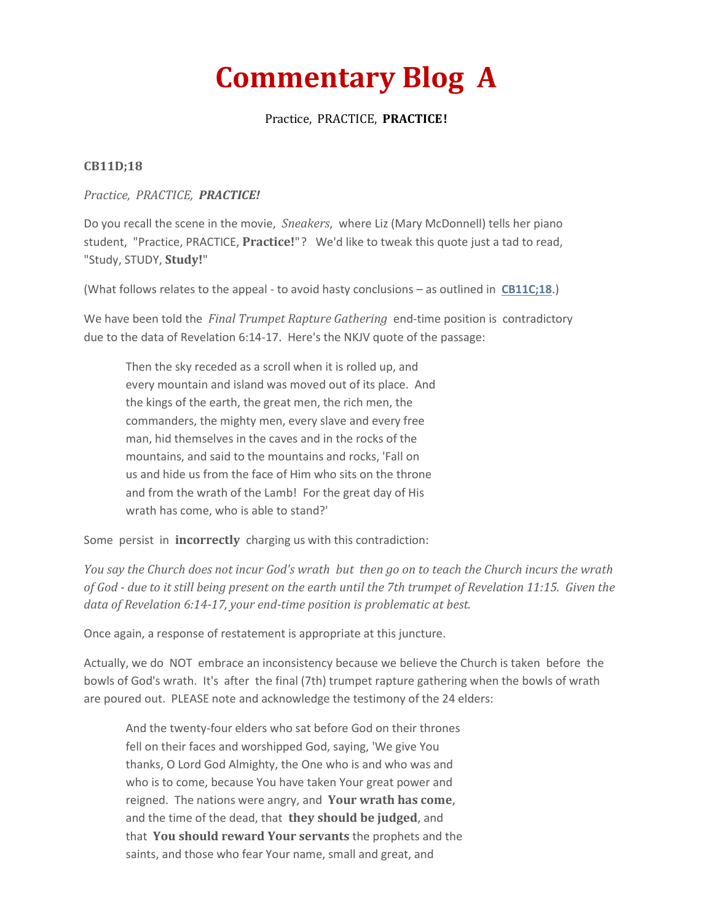# Commentary Blog A

Practice, PRACTICE, **PRACTICE!**

**CB11D;18**

*Practice, PRACTICE, **PRACTICE!***

Do you recall the scene in the movie, *Sneakers*, where Liz (Mary McDonnell) tells her piano student, "Practice, PRACTICE, **Practice!**"? We'd like to tweak this quote just a tad to read, "Study, STUDY, **Study!**"

(What follows relates to the appeal - to avoid hasty conclusions – as outlined in **CB11C;18**.)

We have been told the *Final Trumpet Rapture Gathering* end-time position is contradictory due to the data of Revelation 6:14-17. Here's the NKJV quote of the passage:

> Then the sky receded as a scroll when it is rolled up, and every mountain and island was moved out of its place. And the kings of the earth, the great men, the rich men, the commanders, the mighty men, every slave and every free man, hid themselves in the caves and in the rocks of the mountains, and said to the mountains and rocks, 'Fall on us and hide us from the face of Him who sits on the throne and from the wrath of the Lamb! For the great day of His wrath has come, who is able to stand?'

Some persist in **incorrectly** charging us with this contradiction:

*You say the Church does not incur God's wrath but then go on to teach the Church incurs the wrath of God - due to it still being present on the earth until the 7th trumpet of Revelation 11:15. Given the data of Revelation 6:14-17, your end-time position is problematic at best.*

Once again, a response of restatement is appropriate at this juncture.

Actually, we do NOT embrace an inconsistency because we believe the Church is taken before the bowls of God's wrath. It's after the final (7th) trumpet rapture gathering when the bowls of wrath are poured out. PLEASE note and acknowledge the testimony of the 24 elders:

> And the twenty-four elders who sat before God on their thrones fell on their faces and worshipped God, saying, 'We give You thanks, O Lord God Almighty, the One who is and who was and who is to come, because You have taken Your great power and reigned. The nations were angry, and **Your wrath has come**, and the time of the dead, that **they should be judged**, and that **You should reward Your servants** the prophets and the saints, and those who fear Your name, small and great, and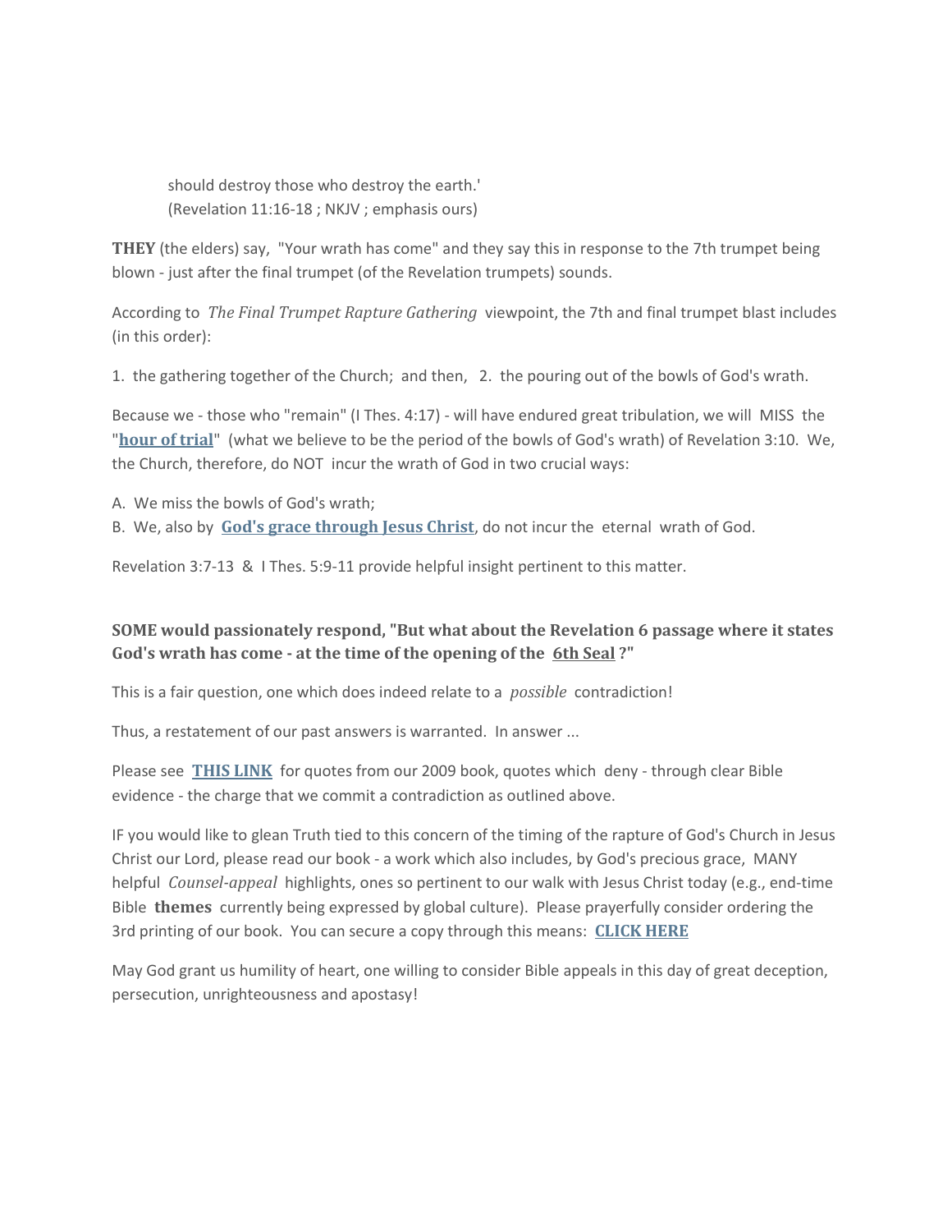should destroy those who destroy the earth.'
(Revelation 11:16-18 ; NKJV ; emphasis ours)

**THEY** (the elders) say, "Your wrath has come" and they say this in response to the 7th trumpet being blown - just after the final trumpet (of the Revelation trumpets) sounds.

According to *The Final Trumpet Rapture Gathering* viewpoint, the 7th and final trumpet blast includes (in this order):

1. the gathering together of the Church; and then, 2. the pouring out of the bowls of God's wrath.

Because we - those who "remain" (I Thes. 4:17) - will have endured great tribulation, we will MISS the "**hour of trial**" (what we believe to be the period of the bowls of God's wrath) of Revelation 3:10. We, the Church, therefore, do NOT incur the wrath of God in two crucial ways:

A. We miss the bowls of God's wrath;
B. We, also by **God's grace through Jesus Christ**, do not incur the eternal wrath of God.

Revelation 3:7-13 & I Thes. 5:9-11 provide helpful insight pertinent to this matter.

### SOME would passionately respond, "But what about the Revelation 6 passage where it states God's wrath has come - at the time of the opening of the 6th Seal ?"

This is a fair question, one which does indeed relate to a *possible* contradiction!

Thus, a restatement of our past answers is warranted. In answer ...

Please see **THIS LINK** for quotes from our 2009 book, quotes which deny - through clear Bible evidence - the charge that we commit a contradiction as outlined above.

IF you would like to glean Truth tied to this concern of the timing of the rapture of God's Church in Jesus Christ our Lord, please read our book - a work which also includes, by God's precious grace, MANY helpful *Counsel-appeal* highlights, ones so pertinent to our walk with Jesus Christ today (e.g., end-time Bible **themes** currently being expressed by global culture). Please prayerfully consider ordering the 3rd printing of our book. You can secure a copy through this means: **CLICK HERE**

May God grant us humility of heart, one willing to consider Bible appeals in this day of great deception, persecution, unrighteousness and apostasy!